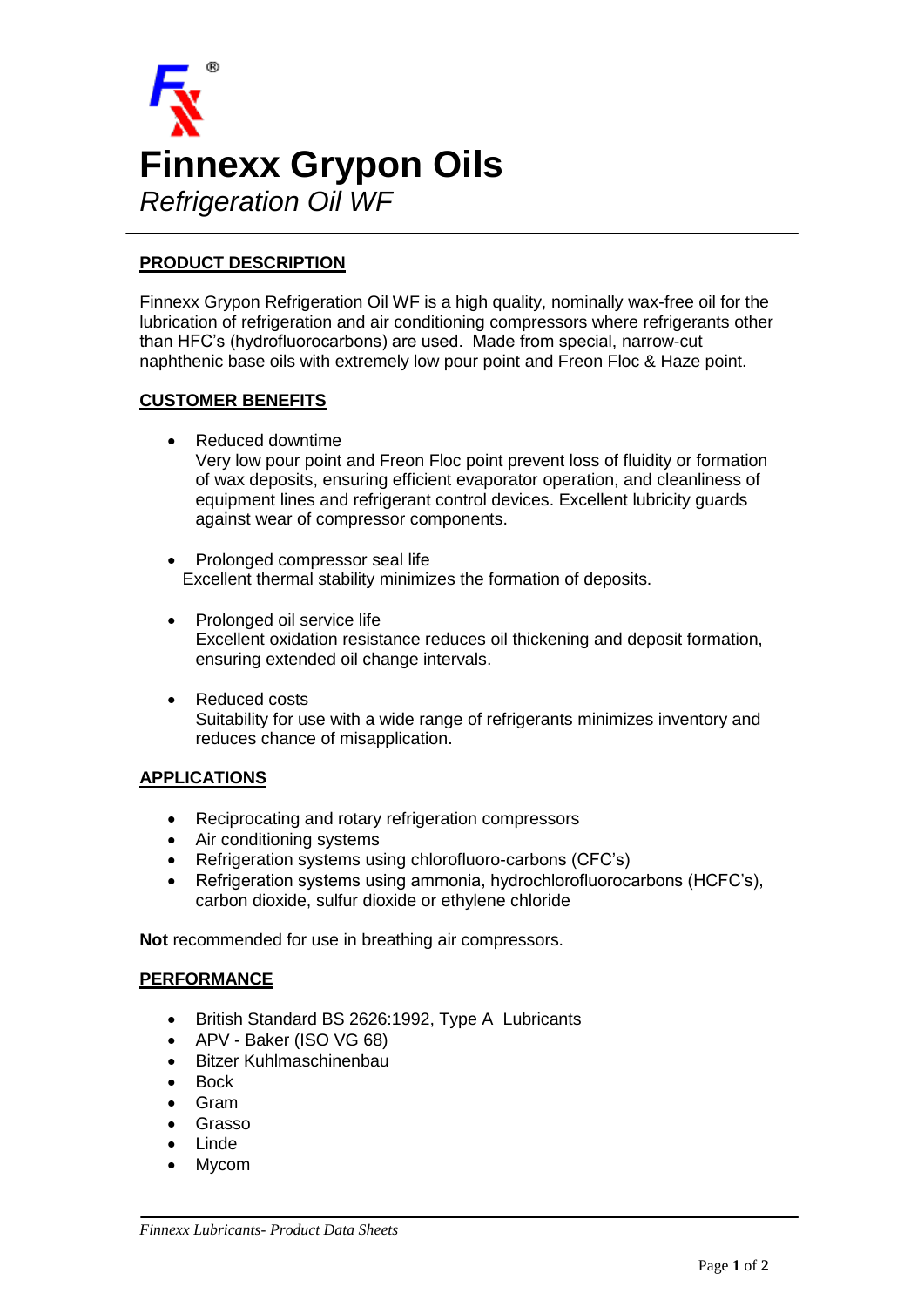# Finnexx Grypon Oils

*Refrigeration Oil WF*

## PRODUCT DESCRIPTION

Finnexx Grypon Refrigeration Oil WF is a high quality, nominally wax-free oil for the lubrication of refrigeration and air conditioning compressors where refrigerants other than HFC's (hydrofluorocarbons) are used. Made from special, narrow-cut naphthenic base oils with extremely low pour point and Freon Floc & Haze point.

## CUSTOMER BENEFITS

- Reduced downtime
  Very low pour point and Freon Floc point prevent loss of fluidity or formation of wax deposits, ensuring efficient evaporator operation, and cleanliness of equipment lines and refrigerant control devices. Excellent lubricity guards against wear of compressor components.
- Prolonged compressor seal life
  Excellent thermal stability minimizes the formation of deposits.
- Prolonged oil service life
  Excellent oxidation resistance reduces oil thickening and deposit formation, ensuring extended oil change intervals.
- Reduced costs
  Suitability for use with a wide range of refrigerants minimizes inventory and reduces chance of misapplication.

## APPLICATIONS

- Reciprocating and rotary refrigeration compressors
- Air conditioning systems
- Refrigeration systems using chlorofluoro-carbons (CFC's)
- Refrigeration systems using ammonia, hydrochlorofluorocarbons (HCFC's), carbon dioxide, sulfur dioxide or ethylene chloride

**Not** recommended for use in breathing air compressors.

## PERFORMANCE

- British Standard BS 2626:1992, Type A Lubricants
- APV - Baker (ISO VG 68)
- Bitzer Kuhlmaschinenbau
- Bock
- Gram
- Grasso
- Linde
- Mycom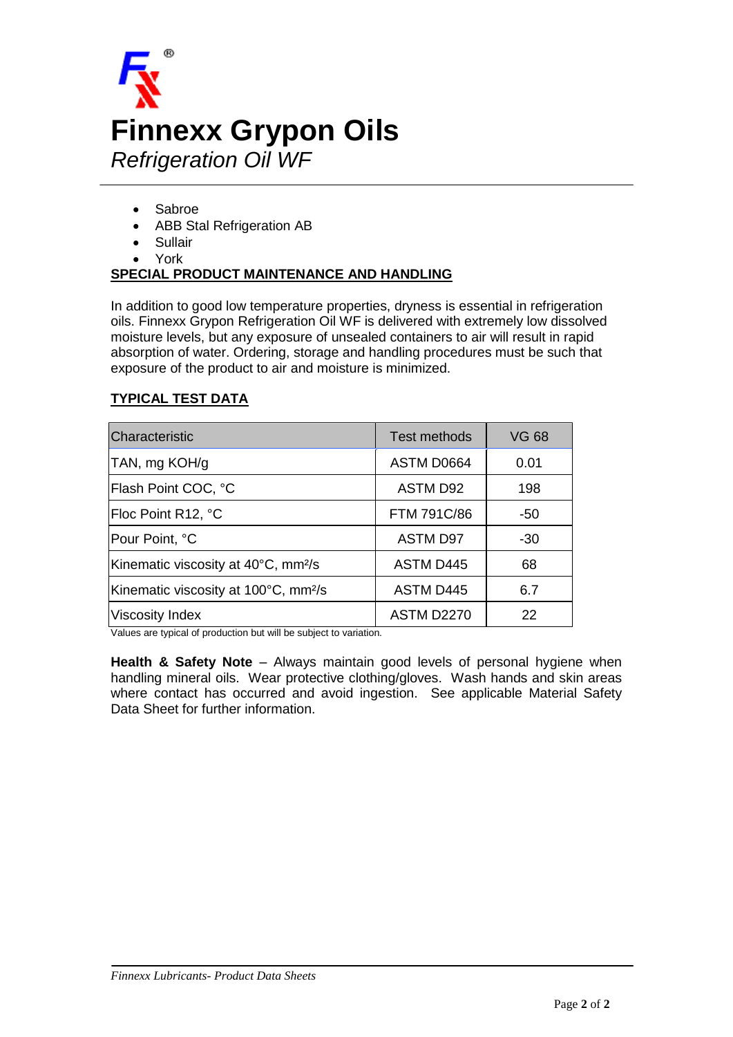# Finnexx Grypon Oils

*Refrigeration Oil WF*

- Sabroe
- ABB Stal Refrigeration AB
- Sullair
- York

## SPECIAL PRODUCT MAINTENANCE AND HANDLING

In addition to good low temperature properties, dryness is essential in refrigeration oils. Finnexx Grypon Refrigeration Oil WF is delivered with extremely low dissolved moisture levels, but any exposure of unsealed containers to air will result in rapid absorption of water. Ordering, storage and handling procedures must be such that exposure of the product to air and moisture is minimized.

## TYPICAL TEST DATA

| Characteristic | Test methods | VG 68 |
|---|---|---|
| TAN, mg KOH/g | ASTM D0664 | 0.01 |
| Flash Point COC, °C | ASTM D92 | 198 |
| Floc Point R12, °C | FTM 791C/86 | -50 |
| Pour Point, °C | ASTM D97 | -30 |
| Kinematic viscosity at 40°C, $mm^2/s$ | ASTM D445 | 68 |
| Kinematic viscosity at 100°C, $mm^2/s$ | ASTM D445 | 6.7 |
| Viscosity Index | ASTM D2270 | 22 |

Values are typical of production but will be subject to variation.

**Health & Safety Note** – Always maintain good levels of personal hygiene when handling mineral oils. Wear protective clothing/gloves. Wash hands and skin areas where contact has occurred and avoid ingestion. See applicable Material Safety Data Sheet for further information.